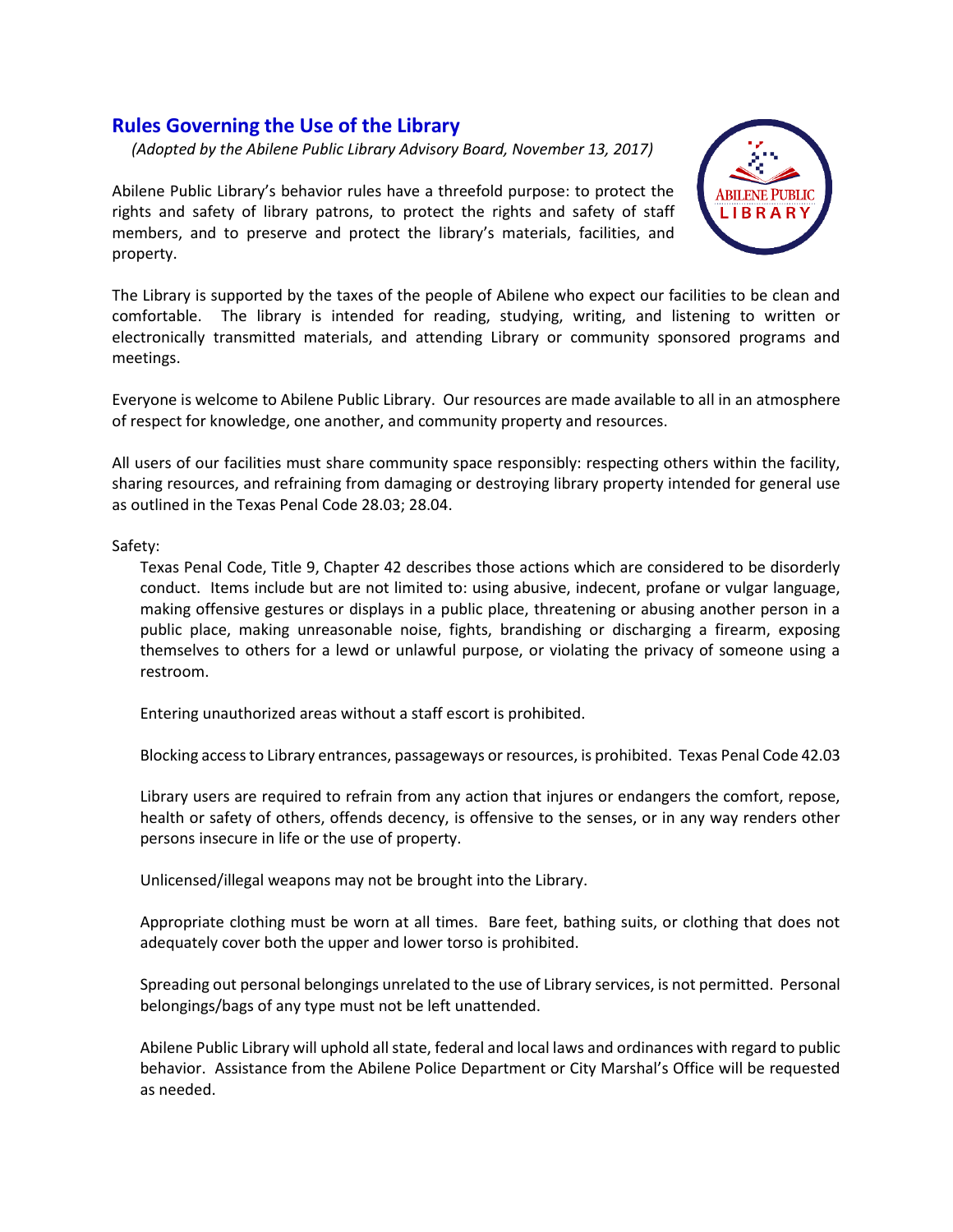## Rules Governing the Use of the Library

*(Adopted by the Abilene Public Library Advisory Board, November 13, 2017)*

Abilene Public Library's behavior rules have a threefold purpose: to protect the rights and safety of library patrons, to protect the rights and safety of staff members, and to preserve and protect the library's materials, facilities, and property.

The Library is supported by the taxes of the people of Abilene who expect our facilities to be clean and comfortable. The library is intended for reading, studying, writing, and listening to written or electronically transmitted materials, and attending Library or community sponsored programs and meetings.

Everyone is welcome to Abilene Public Library. Our resources are made available to all in an atmosphere of respect for knowledge, one another, and community property and resources.

All users of our facilities must share community space responsibly: respecting others within the facility, sharing resources, and refraining from damaging or destroying library property intended for general use as outlined in the Texas Penal Code 28.03; 28.04.

Safety:

Texas Penal Code, Title 9, Chapter 42 describes those actions which are considered to be disorderly conduct. Items include but are not limited to: using abusive, indecent, profane or vulgar language, making offensive gestures or displays in a public place, threatening or abusing another person in a public place, making unreasonable noise, fights, brandishing or discharging a firearm, exposing themselves to others for a lewd or unlawful purpose, or violating the privacy of someone using a restroom.

Entering unauthorized areas without a staff escort is prohibited.

Blocking access to Library entrances, passageways or resources, is prohibited. Texas Penal Code 42.03

Library users are required to refrain from any action that injures or endangers the comfort, repose, health or safety of others, offends decency, is offensive to the senses, or in any way renders other persons insecure in life or the use of property.

Unlicensed/illegal weapons may not be brought into the Library.

Appropriate clothing must be worn at all times. Bare feet, bathing suits, or clothing that does not adequately cover both the upper and lower torso is prohibited.

Spreading out personal belongings unrelated to the use of Library services, is not permitted. Personal belongings/bags of any type must not be left unattended.

Abilene Public Library will uphold all state, federal and local laws and ordinances with regard to public behavior. Assistance from the Abilene Police Department or City Marshal's Office will be requested as needed.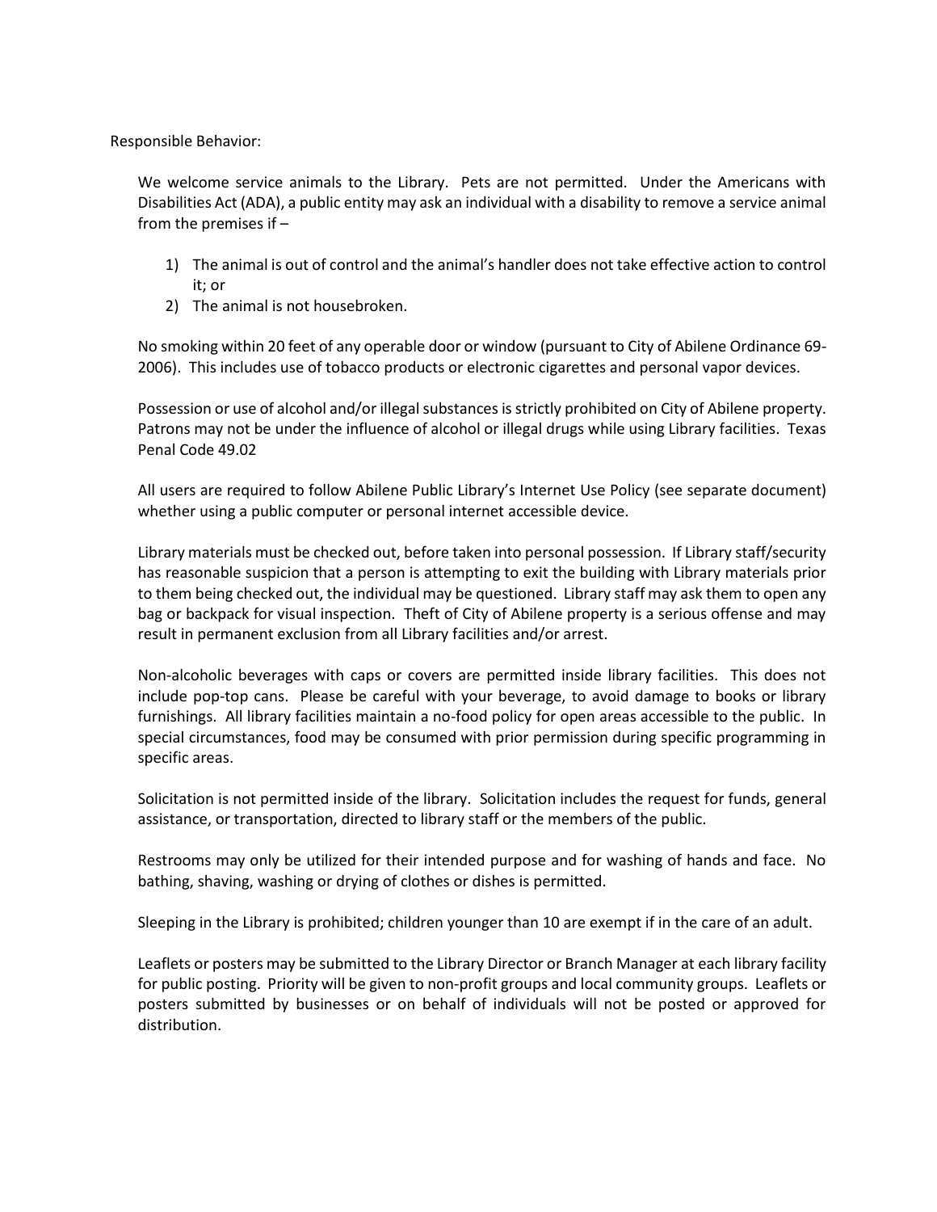Responsible Behavior:

We welcome service animals to the Library. Pets are not permitted. Under the Americans with Disabilities Act (ADA), a public entity may ask an individual with a disability to remove a service animal from the premises if –

1) The animal is out of control and the animal's handler does not take effective action to control it; or
2) The animal is not housebroken.

No smoking within 20 feet of any operable door or window (pursuant to City of Abilene Ordinance 69-2006). This includes use of tobacco products or electronic cigarettes and personal vapor devices.

Possession or use of alcohol and/or illegal substances is strictly prohibited on City of Abilene property. Patrons may not be under the influence of alcohol or illegal drugs while using Library facilities. Texas Penal Code 49.02

All users are required to follow Abilene Public Library's Internet Use Policy (see separate document) whether using a public computer or personal internet accessible device.

Library materials must be checked out, before taken into personal possession. If Library staff/security has reasonable suspicion that a person is attempting to exit the building with Library materials prior to them being checked out, the individual may be questioned. Library staff may ask them to open any bag or backpack for visual inspection. Theft of City of Abilene property is a serious offense and may result in permanent exclusion from all Library facilities and/or arrest.

Non-alcoholic beverages with caps or covers are permitted inside library facilities. This does not include pop-top cans. Please be careful with your beverage, to avoid damage to books or library furnishings. All library facilities maintain a no-food policy for open areas accessible to the public. In special circumstances, food may be consumed with prior permission during specific programming in specific areas.

Solicitation is not permitted inside of the library. Solicitation includes the request for funds, general assistance, or transportation, directed to library staff or the members of the public.

Restrooms may only be utilized for their intended purpose and for washing of hands and face. No bathing, shaving, washing or drying of clothes or dishes is permitted.

Sleeping in the Library is prohibited; children younger than 10 are exempt if in the care of an adult.

Leaflets or posters may be submitted to the Library Director or Branch Manager at each library facility for public posting. Priority will be given to non-profit groups and local community groups. Leaflets or posters submitted by businesses or on behalf of individuals will not be posted or approved for distribution.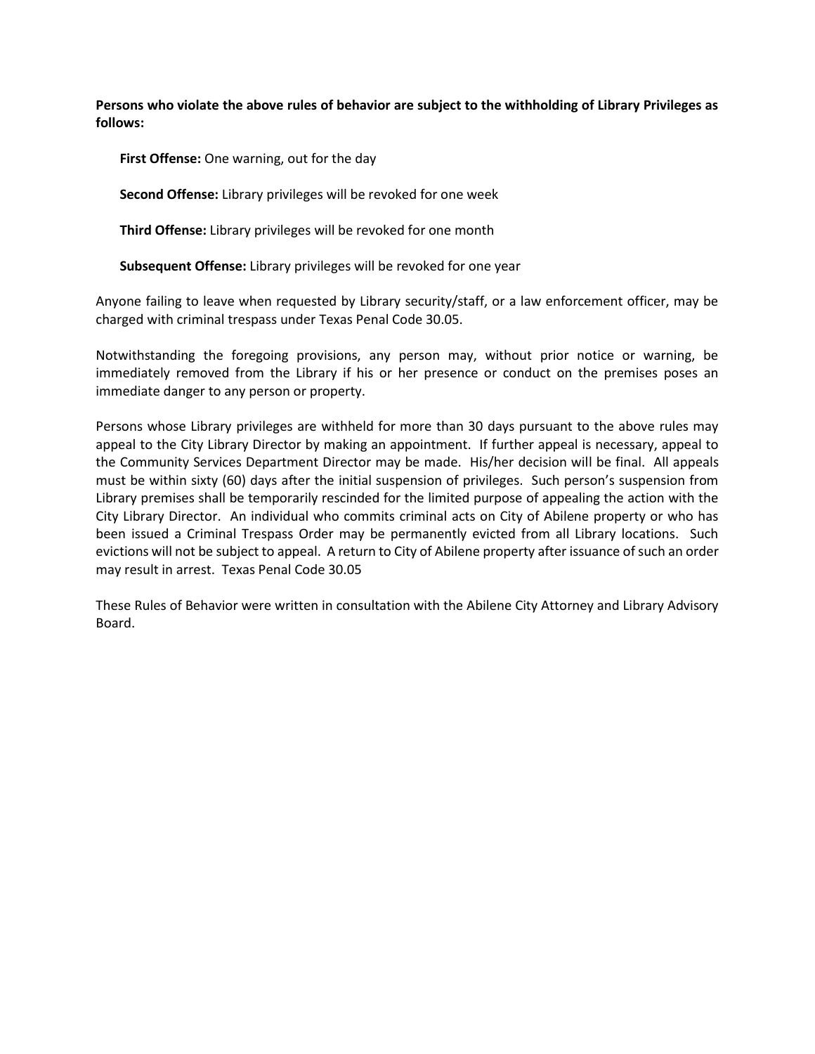**Persons who violate the above rules of behavior are subject to the withholding of Library Privileges as follows:**

**First Offense:** One warning, out for the day

**Second Offense:** Library privileges will be revoked for one week

**Third Offense:** Library privileges will be revoked for one month

**Subsequent Offense:** Library privileges will be revoked for one year

Anyone failing to leave when requested by Library security/staff, or a law enforcement officer, may be charged with criminal trespass under Texas Penal Code 30.05.

Notwithstanding the foregoing provisions, any person may, without prior notice or warning, be immediately removed from the Library if his or her presence or conduct on the premises poses an immediate danger to any person or property.

Persons whose Library privileges are withheld for more than 30 days pursuant to the above rules may appeal to the City Library Director by making an appointment. If further appeal is necessary, appeal to the Community Services Department Director may be made. His/her decision will be final. All appeals must be within sixty (60) days after the initial suspension of privileges. Such person's suspension from Library premises shall be temporarily rescinded for the limited purpose of appealing the action with the City Library Director. An individual who commits criminal acts on City of Abilene property or who has been issued a Criminal Trespass Order may be permanently evicted from all Library locations. Such evictions will not be subject to appeal. A return to City of Abilene property after issuance of such an order may result in arrest. Texas Penal Code 30.05

These Rules of Behavior were written in consultation with the Abilene City Attorney and Library Advisory Board.